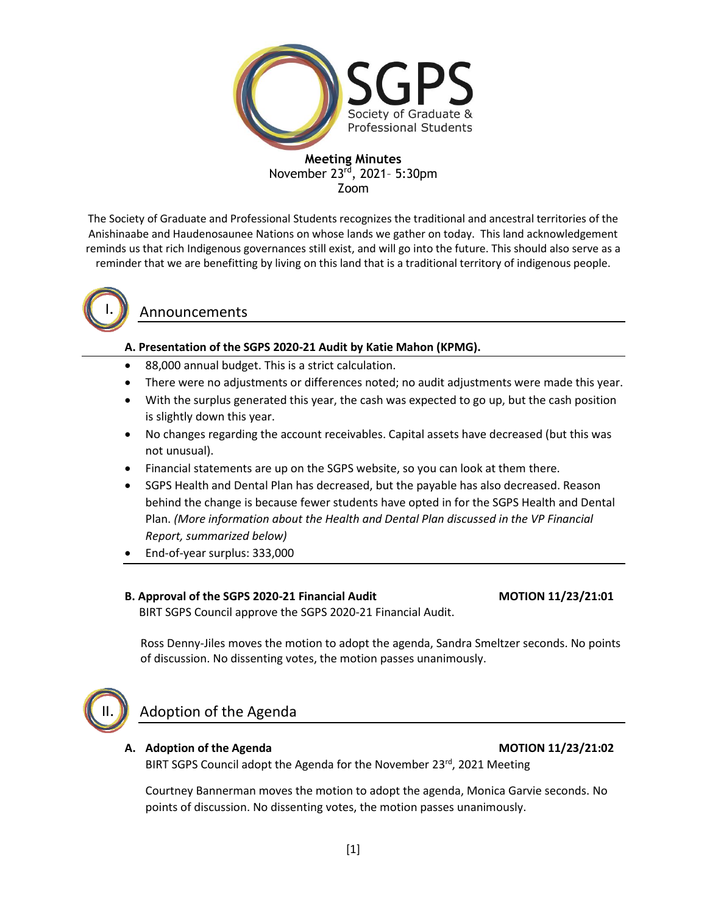# SGPS
Society of Graduate & Professional Students

**Meeting Minutes**
November 23rd, 2021– 5:30pm
Zoom

The Society of Graduate and Professional Students recognizes the traditional and ancestral territories of the Anishinaabe and Haudenosaunee Nations on whose lands we gather on today. This land acknowledgement reminds us that rich Indigenous governances still exist, and will go into the future. This should also serve as a reminder that we are benefitting by living on this land that is a traditional territory of indigenous people.

## I. Announcements

**A. Presentation of the SGPS 2020-21 Audit by Katie Mahon (KPMG).**

- 88,000 annual budget. This is a strict calculation.
- There were no adjustments or differences noted; no audit adjustments were made this year.
- With the surplus generated this year, the cash was expected to go up, but the cash position is slightly down this year.
- No changes regarding the account receivables. Capital assets have decreased (but this was not unusual).
- Financial statements are up on the SGPS website, so you can look at them there.
- SGPS Health and Dental Plan has decreased, but the payable has also decreased. Reason behind the change is because fewer students have opted in for the SGPS Health and Dental Plan. *(More information about the Health and Dental Plan discussed in the VP Financial Report, summarized below)*
- End-of-year surplus: 333,000

**B. Approval of the SGPS 2020-21 Financial Audit** **MOTION 11/23/21:01**

BIRT SGPS Council approve the SGPS 2020-21 Financial Audit.

Ross Denny-Jiles moves the motion to adopt the agenda, Sandra Smeltzer seconds. No points of discussion. No dissenting votes, the motion passes unanimously.

## II. Adoption of the Agenda

**A. Adoption of the Agenda** **MOTION 11/23/21:02**

BIRT SGPS Council adopt the Agenda for the November 23rd, 2021 Meeting

Courtney Bannerman moves the motion to adopt the agenda, Monica Garvie seconds. No points of discussion. No dissenting votes, the motion passes unanimously.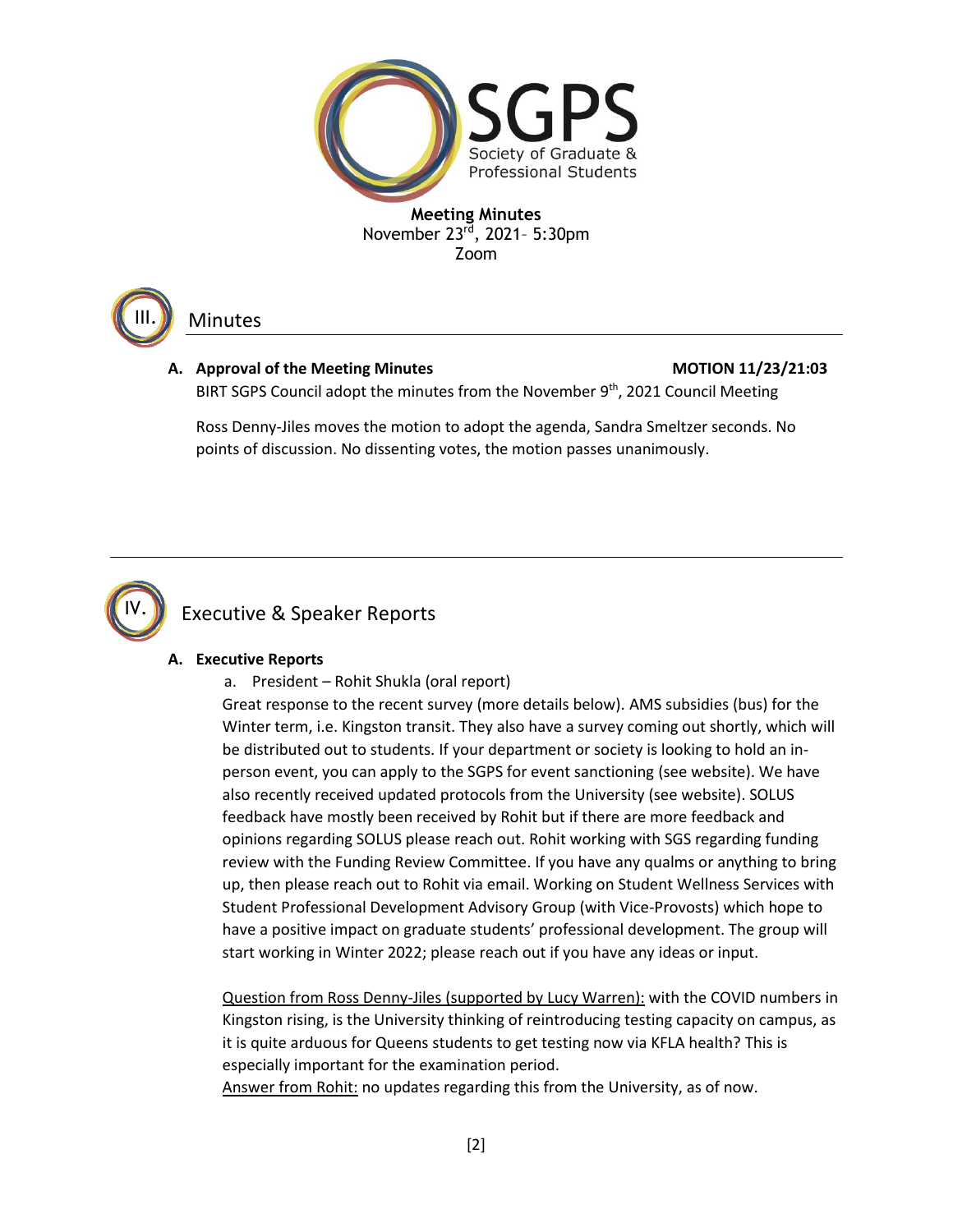SGPS
Society of Graduate & Professional Students

**Meeting Minutes**
November 23rd, 2021– 5:30pm
Zoom

## III. Minutes

**A. Approval of the Meeting Minutes** **MOTION 11/23/21:03**

BIRT SGPS Council adopt the minutes from the November 9th, 2021 Council Meeting

Ross Denny-Jiles moves the motion to adopt the agenda, Sandra Smeltzer seconds. No points of discussion. No dissenting votes, the motion passes unanimously.

## IV. Executive & Speaker Reports

**A. Executive Reports**

a. President – Rohit Shukla (oral report)

Great response to the recent survey (more details below). AMS subsidies (bus) for the Winter term, i.e. Kingston transit. They also have a survey coming out shortly, which will be distributed out to students. If your department or society is looking to hold an in-person event, you can apply to the SGPS for event sanctioning (see website). We have also recently received updated protocols from the University (see website). SOLUS feedback have mostly been received by Rohit but if there are more feedback and opinions regarding SOLUS please reach out. Rohit working with SGS regarding funding review with the Funding Review Committee. If you have any qualms or anything to bring up, then please reach out to Rohit via email. Working on Student Wellness Services with Student Professional Development Advisory Group (with Vice-Provosts) which hope to have a positive impact on graduate students' professional development. The group will start working in Winter 2022; please reach out if you have any ideas or input.

<u>Question from Ross Denny-Jiles (supported by Lucy Warren):</u> with the COVID numbers in Kingston rising, is the University thinking of reintroducing testing capacity on campus, as it is quite arduous for Queens students to get testing now via KFLA health? This is especially important for the examination period.

<u>Answer from Rohit:</u> no updates regarding this from the University, as of now.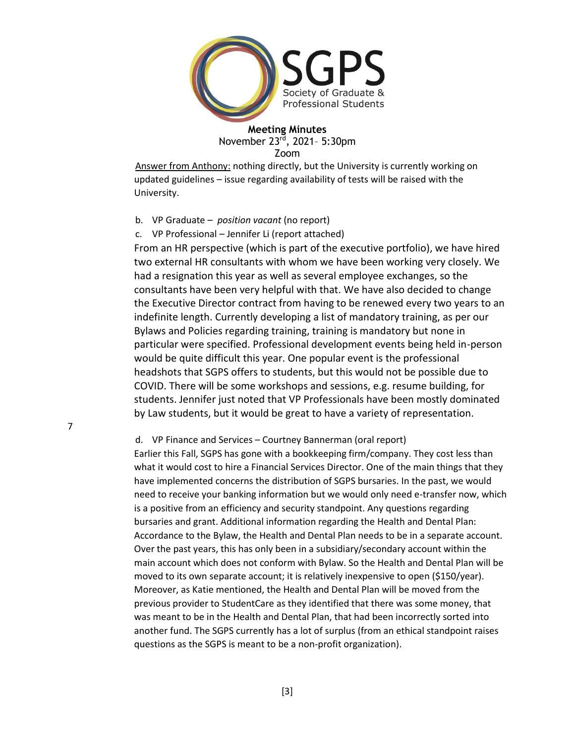Answer from Anthony: nothing directly, but the University is currently working on updated guidelines – issue regarding availability of tests will be raised with the University.

b. VP Graduate – *position vacant* (no report)

c. VP Professional – Jennifer Li (report attached)

From an HR perspective (which is part of the executive portfolio), we have hired two external HR consultants with whom we have been working very closely. We had a resignation this year as well as several employee exchanges, so the consultants have been very helpful with that. We have also decided to change the Executive Director contract from having to be renewed every two years to an indefinite length. Currently developing a list of mandatory training, as per our Bylaws and Policies regarding training, training is mandatory but none in particular were specified. Professional development events being held in-person would be quite difficult this year. One popular event is the professional headshots that SGPS offers to students, but this would not be possible due to COVID. There will be some workshops and sessions, e.g. resume building, for students. Jennifer just noted that VP Professionals have been mostly dominated by Law students, but it would be great to have a variety of representation.

7

d. VP Finance and Services – Courtney Bannerman (oral report)

Earlier this Fall, SGPS has gone with a bookkeeping firm/company. They cost less than what it would cost to hire a Financial Services Director. One of the main things that they have implemented concerns the distribution of SGPS bursaries. In the past, we would need to receive your banking information but we would only need e-transfer now, which is a positive from an efficiency and security standpoint. Any questions regarding bursaries and grant. Additional information regarding the Health and Dental Plan: Accordance to the Bylaw, the Health and Dental Plan needs to be in a separate account. Over the past years, this has only been in a subsidiary/secondary account within the main account which does not conform with Bylaw. So the Health and Dental Plan will be moved to its own separate account; it is relatively inexpensive to open ($150/year). Moreover, as Katie mentioned, the Health and Dental Plan will be moved from the previous provider to StudentCare as they identified that there was some money, that was meant to be in the Health and Dental Plan, that had been incorrectly sorted into another fund. The SGPS currently has a lot of surplus (from an ethical standpoint raises questions as the SGPS is meant to be a non-profit organization).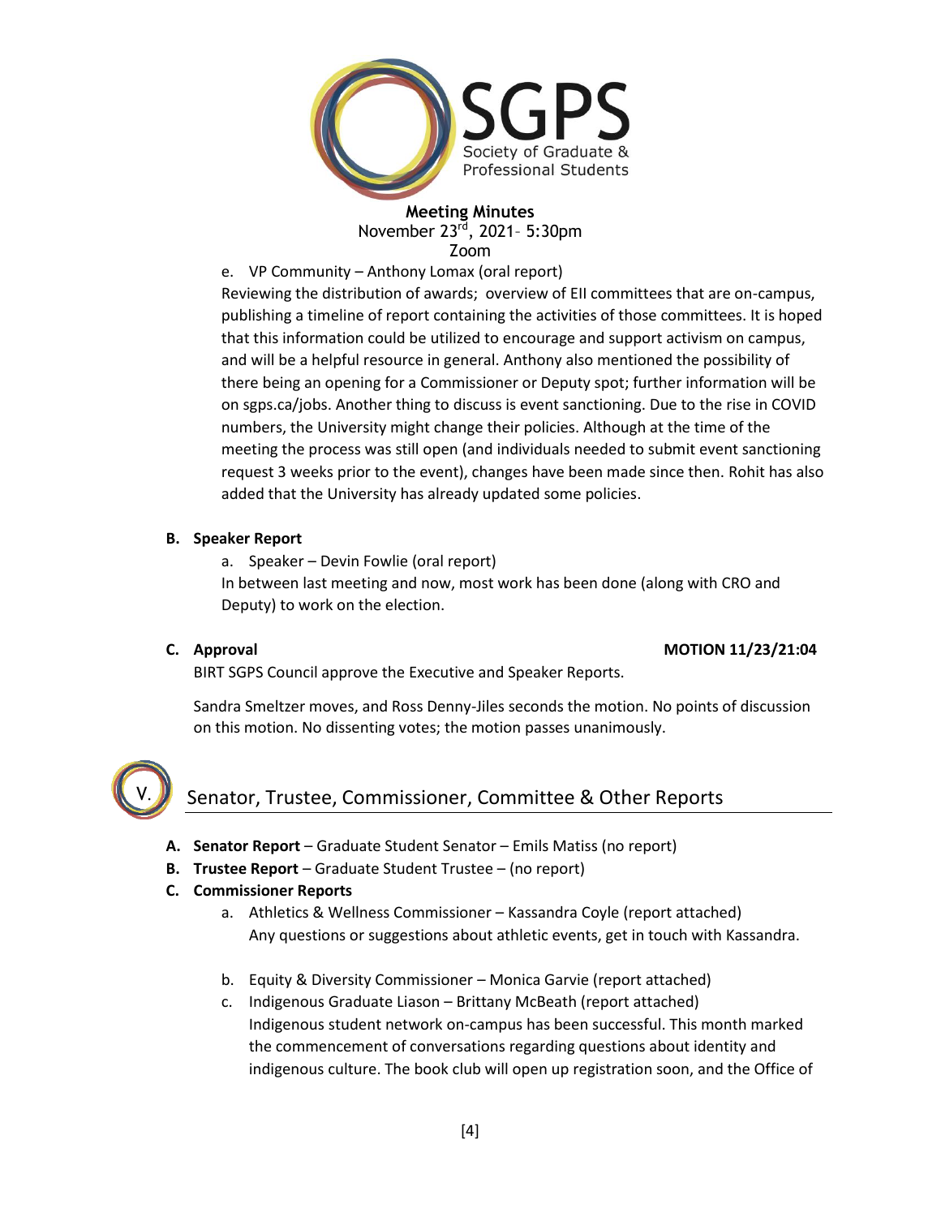e. VP Community – Anthony Lomax (oral report)

Reviewing the distribution of awards; overview of EII committees that are on-campus, publishing a timeline of report containing the activities of those committees. It is hoped that this information could be utilized to encourage and support activism on campus, and will be a helpful resource in general. Anthony also mentioned the possibility of there being an opening for a Commissioner or Deputy spot; further information will be on sgps.ca/jobs. Another thing to discuss is event sanctioning. Due to the rise in COVID numbers, the University might change their policies. Although at the time of the meeting the process was still open (and individuals needed to submit event sanctioning request 3 weeks prior to the event), changes have been made since then. Rohit has also added that the University has already updated some policies.

**B. Speaker Report**

a. Speaker – Devin Fowlie (oral report)

In between last meeting and now, most work has been done (along with CRO and Deputy) to work on the election.

**C. Approval** **MOTION 11/23/21:04**

BIRT SGPS Council approve the Executive and Speaker Reports.

Sandra Smeltzer moves, and Ross Denny-Jiles seconds the motion. No points of discussion on this motion. No dissenting votes; the motion passes unanimously.

## V. Senator, Trustee, Commissioner, Committee & Other Reports

**A. Senator Report** – Graduate Student Senator – Emils Matiss (no report)

**B. Trustee Report** – Graduate Student Trustee – (no report)

**C. Commissioner Reports**

a. Athletics & Wellness Commissioner – Kassandra Coyle (report attached)

Any questions or suggestions about athletic events, get in touch with Kassandra.

b. Equity & Diversity Commissioner – Monica Garvie (report attached)

c. Indigenous Graduate Liason – Brittany McBeath (report attached)

Indigenous student network on-campus has been successful. This month marked the commencement of conversations regarding questions about identity and indigenous culture. The book club will open up registration soon, and the Office of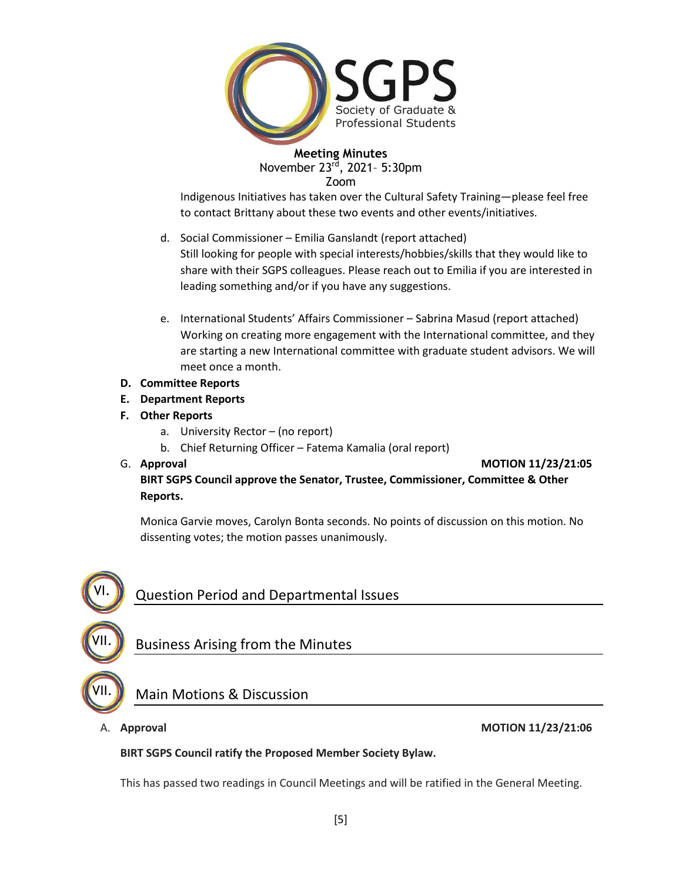Indigenous Initiatives has taken over the Cultural Safety Training—please feel free to contact Brittany about these two events and other events/initiatives.

d. Social Commissioner – Emilia Ganslandt (report attached)
Still looking for people with special interests/hobbies/skills that they would like to share with their SGPS colleagues. Please reach out to Emilia if you are interested in leading something and/or if you have any suggestions.

e. International Students' Affairs Commissioner – Sabrina Masud (report attached)
Working on creating more engagement with the International committee, and they are starting a new International committee with graduate student advisors. We will meet once a month.

**D. Committee Reports**

**E. Department Reports**

**F. Other Reports**

a. University Rector – (no report)

b. Chief Returning Officer – Fatema Kamalia (oral report)

G. **Approval** **MOTION 11/23/21:05**

**BIRT SGPS Council approve the Senator, Trustee, Commissioner, Committee & Other Reports.**

Monica Garvie moves, Carolyn Bonta seconds. No points of discussion on this motion. No dissenting votes; the motion passes unanimously.

## VI. Question Period and Departmental Issues

## VII. Business Arising from the Minutes

## VII. Main Motions & Discussion

A. **Approval** **MOTION 11/23/21:06**

**BIRT SGPS Council ratify the Proposed Member Society Bylaw.**

This has passed two readings in Council Meetings and will be ratified in the General Meeting.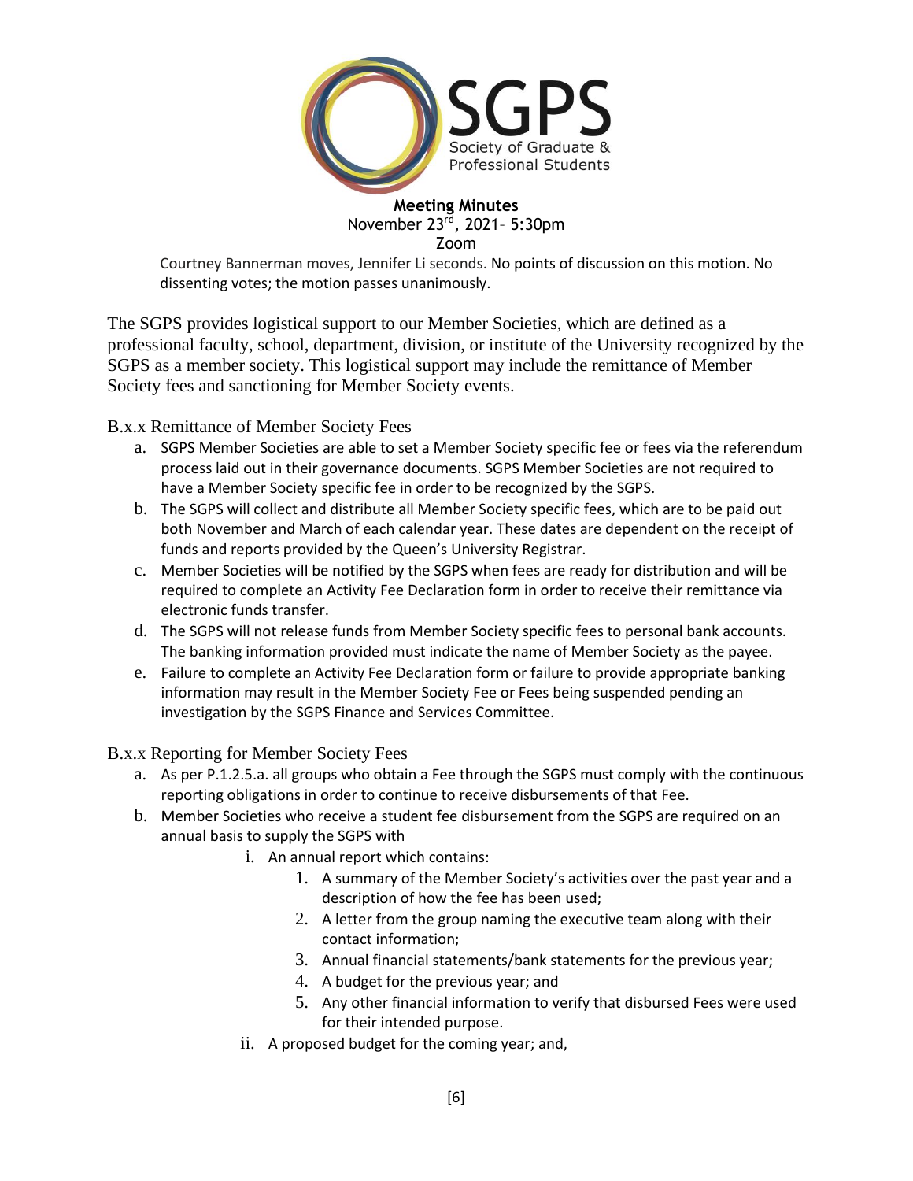Courtney Bannerman moves, Jennifer Li seconds. No points of discussion on this motion. No dissenting votes; the motion passes unanimously.

The SGPS provides logistical support to our Member Societies, which are defined as a professional faculty, school, department, division, or institute of the University recognized by the SGPS as a member society. This logistical support may include the remittance of Member Society fees and sanctioning for Member Society events.

B.x.x Remittance of Member Society Fees

a. SGPS Member Societies are able to set a Member Society specific fee or fees via the referendum process laid out in their governance documents. SGPS Member Societies are not required to have a Member Society specific fee in order to be recognized by the SGPS.
b. The SGPS will collect and distribute all Member Society specific fees, which are to be paid out both November and March of each calendar year. These dates are dependent on the receipt of funds and reports provided by the Queen's University Registrar.
c. Member Societies will be notified by the SGPS when fees are ready for distribution and will be required to complete an Activity Fee Declaration form in order to receive their remittance via electronic funds transfer.
d. The SGPS will not release funds from Member Society specific fees to personal bank accounts. The banking information provided must indicate the name of Member Society as the payee.
e. Failure to complete an Activity Fee Declaration form or failure to provide appropriate banking information may result in the Member Society Fee or Fees being suspended pending an investigation by the SGPS Finance and Services Committee.

B.x.x Reporting for Member Society Fees

a. As per P.1.2.5.a. all groups who obtain a Fee through the SGPS must comply with the continuous reporting obligations in order to continue to receive disbursements of that Fee.
b. Member Societies who receive a student fee disbursement from the SGPS are required on an annual basis to supply the SGPS with
    i. An annual report which contains:
        1. A summary of the Member Society's activities over the past year and a description of how the fee has been used;
        2. A letter from the group naming the executive team along with their contact information;
        3. Annual financial statements/bank statements for the previous year;
        4. A budget for the previous year; and
        5. Any other financial information to verify that disbursed Fees were used for their intended purpose.
    ii. A proposed budget for the coming year; and,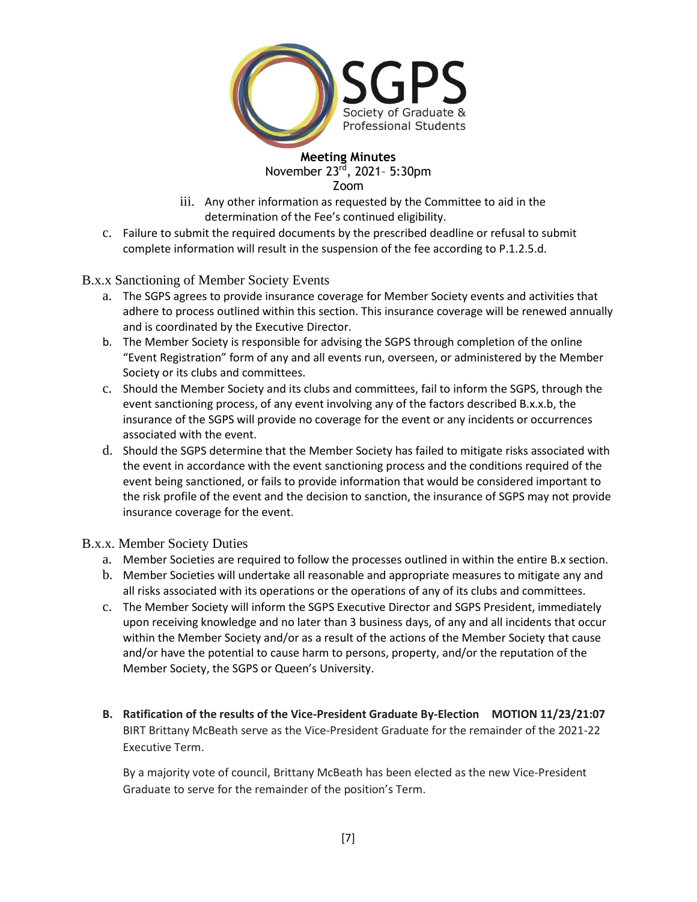iii. Any other information as requested by the Committee to aid in the determination of the Fee's continued eligibility.

c. Failure to submit the required documents by the prescribed deadline or refusal to submit complete information will result in the suspension of the fee according to P.1.2.5.d.

B.x.x Sanctioning of Member Society Events

a. The SGPS agrees to provide insurance coverage for Member Society events and activities that adhere to process outlined within this section. This insurance coverage will be renewed annually and is coordinated by the Executive Director.
b. The Member Society is responsible for advising the SGPS through completion of the online "Event Registration" form of any and all events run, overseen, or administered by the Member Society or its clubs and committees.
c. Should the Member Society and its clubs and committees, fail to inform the SGPS, through the event sanctioning process, of any event involving any of the factors described B.x.x.b, the insurance of the SGPS will provide no coverage for the event or any incidents or occurrences associated with the event.
d. Should the SGPS determine that the Member Society has failed to mitigate risks associated with the event in accordance with the event sanctioning process and the conditions required of the event being sanctioned, or fails to provide information that would be considered important to the risk profile of the event and the decision to sanction, the insurance of SGPS may not provide insurance coverage for the event.

B.x.x. Member Society Duties

a. Member Societies are required to follow the processes outlined in within the entire B.x section.
b. Member Societies will undertake all reasonable and appropriate measures to mitigate any and all risks associated with its operations or the operations of any of its clubs and committees.
c. The Member Society will inform the SGPS Executive Director and SGPS President, immediately upon receiving knowledge and no later than 3 business days, of any and all incidents that occur within the Member Society and/or as a result of the actions of the Member Society that cause and/or have the potential to cause harm to persons, property, and/or the reputation of the Member Society, the SGPS or Queen's University.

**B. Ratification of the results of the Vice-President Graduate By-Election MOTION 11/23/21:07**

BIRT Brittany McBeath serve as the Vice-President Graduate for the remainder of the 2021-22 Executive Term.

By a majority vote of council, Brittany McBeath has been elected as the new Vice-President Graduate to serve for the remainder of the position's Term.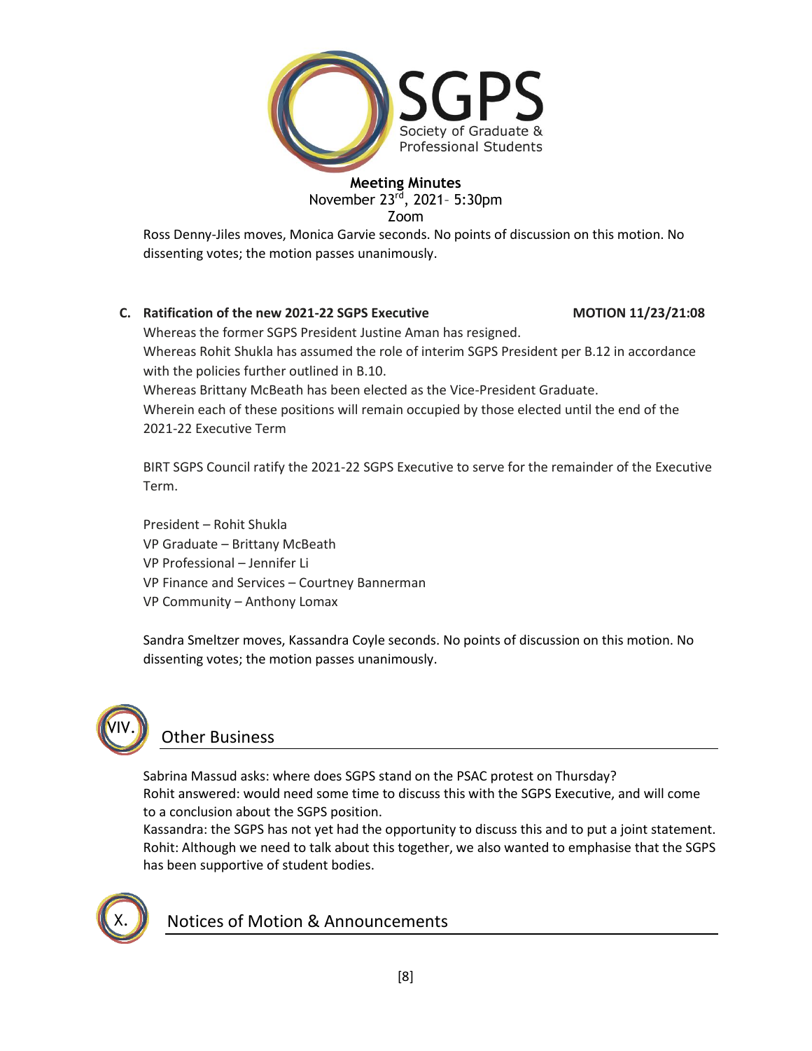# SGPS
Society of Graduate & Professional Students

**Meeting Minutes**
November 23rd, 2021– 5:30pm
Zoom

Ross Denny-Jiles moves, Monica Garvie seconds. No points of discussion on this motion. No dissenting votes; the motion passes unanimously.

**C. Ratification of the new 2021-22 SGPS Executive** **MOTION 11/23/21:08**

Whereas the former SGPS President Justine Aman has resigned.
Whereas Rohit Shukla has assumed the role of interim SGPS President per B.12 in accordance with the policies further outlined in B.10.
Whereas Brittany McBeath has been elected as the Vice-President Graduate.
Wherein each of these positions will remain occupied by those elected until the end of the 2021-22 Executive Term

BIRT SGPS Council ratify the 2021-22 SGPS Executive to serve for the remainder of the Executive Term.

President – Rohit Shukla
VP Graduate – Brittany McBeath
VP Professional – Jennifer Li
VP Finance and Services – Courtney Bannerman
VP Community – Anthony Lomax

Sandra Smeltzer moves, Kassandra Coyle seconds. No points of discussion on this motion. No dissenting votes; the motion passes unanimously.

## VIV. Other Business

Sabrina Massud asks: where does SGPS stand on the PSAC protest on Thursday?
Rohit answered: would need some time to discuss this with the SGPS Executive, and will come to a conclusion about the SGPS position.
Kassandra: the SGPS has not yet had the opportunity to discuss this and to put a joint statement.
Rohit: Although we need to talk about this together, we also wanted to emphasise that the SGPS has been supportive of student bodies.

## X. Notices of Motion & Announcements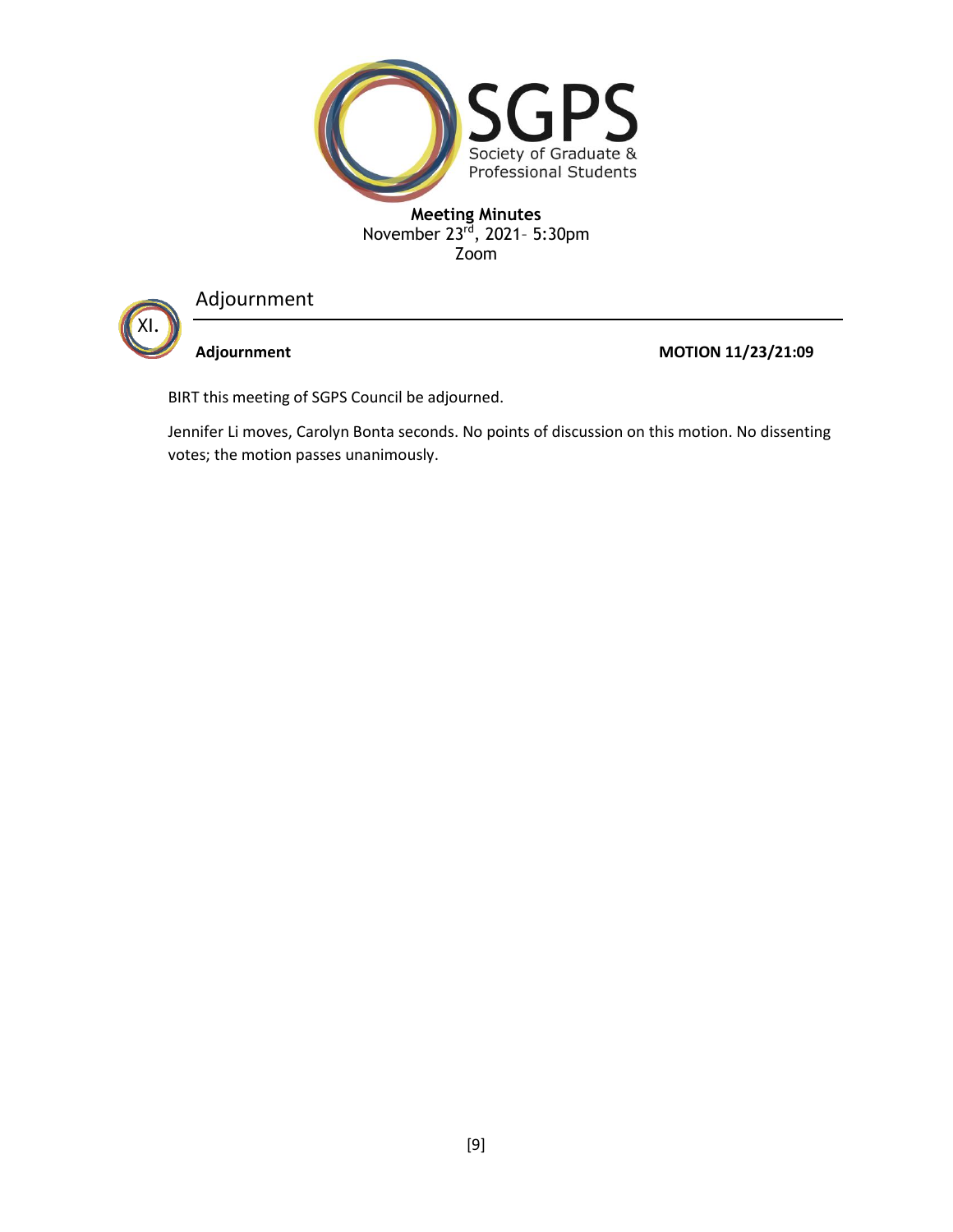**Meeting Minutes**
November 23rd, 2021– 5:30pm
Zoom

## XI. Adjournment

**Adjournment** **MOTION 11/23/21:09**

BIRT this meeting of SGPS Council be adjourned.

Jennifer Li moves, Carolyn Bonta seconds. No points of discussion on this motion. No dissenting votes; the motion passes unanimously.